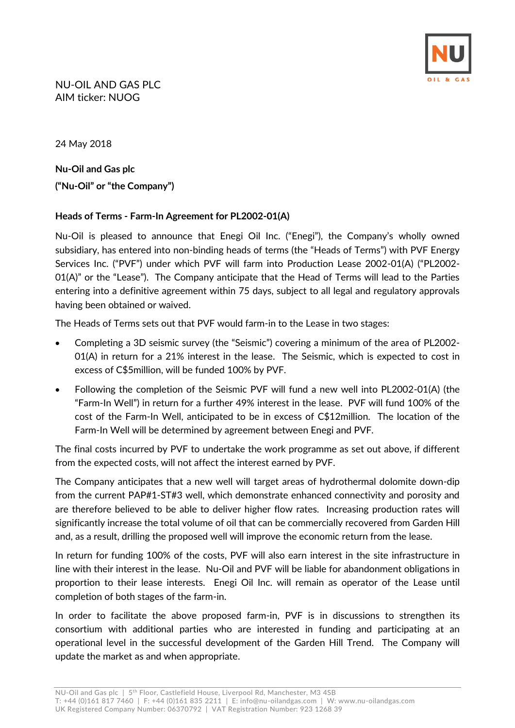NU-OIL AND GAS PLC
AIM ticker: NUOG

24 May 2018

**Nu-Oil and Gas plc**
**("Nu-Oil" or "the Company")**

**Heads of Terms - Farm-In Agreement for PL2002-01(A)**

Nu-Oil is pleased to announce that Enegi Oil Inc. ("Enegi"), the Company's wholly owned subsidiary, has entered into non-binding heads of terms (the "Heads of Terms") with PVF Energy Services Inc. ("PVF") under which PVF will farm into Production Lease 2002-01(A) ("PL2002-01(A)" or the "Lease"). The Company anticipate that the Head of Terms will lead to the Parties entering into a definitive agreement within 75 days, subject to all legal and regulatory approvals having been obtained or waived.

The Heads of Terms sets out that PVF would farm-in to the Lease in two stages:

- Completing a 3D seismic survey (the "Seismic") covering a minimum of the area of PL2002-01(A) in return for a 21% interest in the lease. The Seismic, which is expected to cost in excess of C$5million, will be funded 100% by PVF.
- Following the completion of the Seismic PVF will fund a new well into PL2002-01(A) (the "Farm-In Well") in return for a further 49% interest in the lease. PVF will fund 100% of the cost of the Farm-In Well, anticipated to be in excess of C$12million. The location of the Farm-In Well will be determined by agreement between Enegi and PVF.

The final costs incurred by PVF to undertake the work programme as set out above, if different from the expected costs, will not affect the interest earned by PVF.

The Company anticipates that a new well will target areas of hydrothermal dolomite down-dip from the current PAP#1-ST#3 well, which demonstrate enhanced connectivity and porosity and are therefore believed to be able to deliver higher flow rates. Increasing production rates will significantly increase the total volume of oil that can be commercially recovered from Garden Hill and, as a result, drilling the proposed well will improve the economic return from the lease.

In return for funding 100% of the costs, PVF will also earn interest in the site infrastructure in line with their interest in the lease. Nu-Oil and PVF will be liable for abandonment obligations in proportion to their lease interests. Enegi Oil Inc. will remain as operator of the Lease until completion of both stages of the farm-in.

In order to facilitate the above proposed farm-in, PVF is in discussions to strengthen its consortium with additional parties who are interested in funding and participating at an operational level in the successful development of the Garden Hill Trend. The Company will update the market as and when appropriate.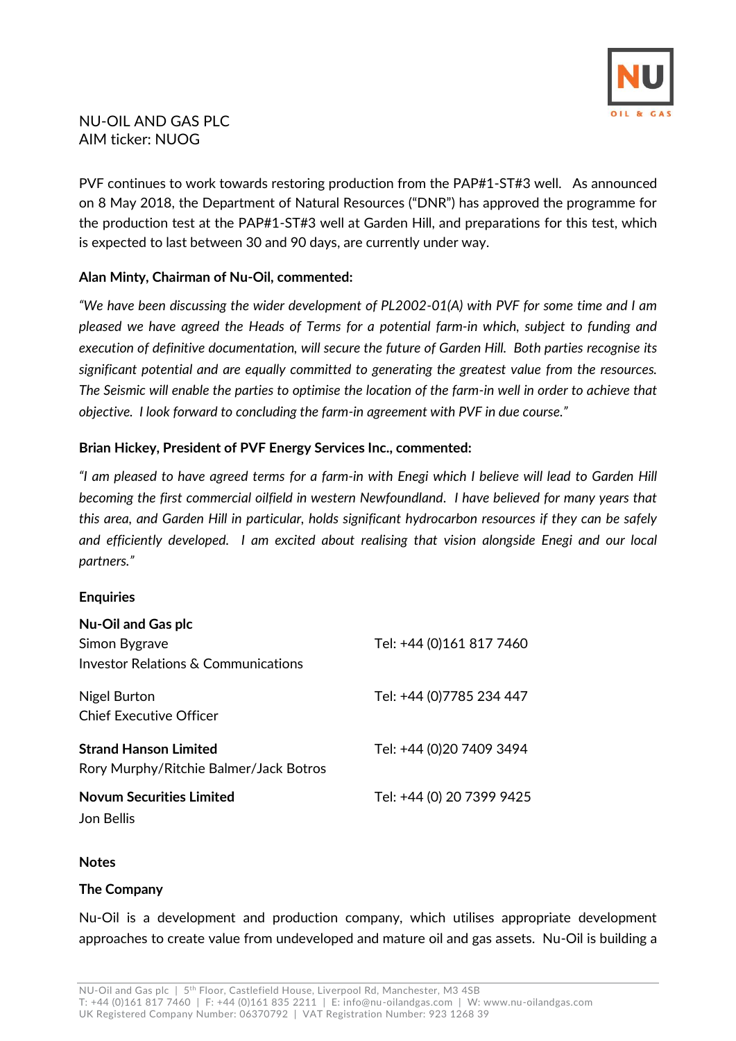NU-OIL AND GAS PLC
AIM ticker: NUOG

PVF continues to work towards restoring production from the PAP#1-ST#3 well. As announced on 8 May 2018, the Department of Natural Resources ("DNR") has approved the programme for the production test at the PAP#1-ST#3 well at Garden Hill, and preparations for this test, which is expected to last between 30 and 90 days, are currently under way.

**Alan Minty, Chairman of Nu-Oil, commented:**

*"We have been discussing the wider development of PL2002-01(A) with PVF for some time and I am pleased we have agreed the Heads of Terms for a potential farm-in which, subject to funding and execution of definitive documentation, will secure the future of Garden Hill. Both parties recognise its significant potential and are equally committed to generating the greatest value from the resources. The Seismic will enable the parties to optimise the location of the farm-in well in order to achieve that objective. I look forward to concluding the farm-in agreement with PVF in due course."*

**Brian Hickey, President of PVF Energy Services Inc., commented:**

*"I am pleased to have agreed terms for a farm-in with Enegi which I believe will lead to Garden Hill becoming the first commercial oilfield in western Newfoundland. I have believed for many years that this area, and Garden Hill in particular, holds significant hydrocarbon resources if they can be safely and efficiently developed. I am excited about realising that vision alongside Enegi and our local partners."*

**Enquiries**

| | |
|---|---|
| **Nu-Oil and Gas plc** | |
| Simon Bygrave<br>Investor Relations & Communications | Tel: +44 (0)161 817 7460 |
| Nigel Burton<br>Chief Executive Officer | Tel: +44 (0)7785 234 447 |
| **Strand Hanson Limited**<br>Rory Murphy/Ritchie Balmer/Jack Botros | Tel: +44 (0)20 7409 3494 |
| **Novum Securities Limited**<br>Jon Bellis | Tel: +44 (0) 20 7399 9425 |

**Notes**

**The Company**

Nu-Oil is a development and production company, which utilises appropriate development approaches to create value from undeveloped and mature oil and gas assets. Nu-Oil is building a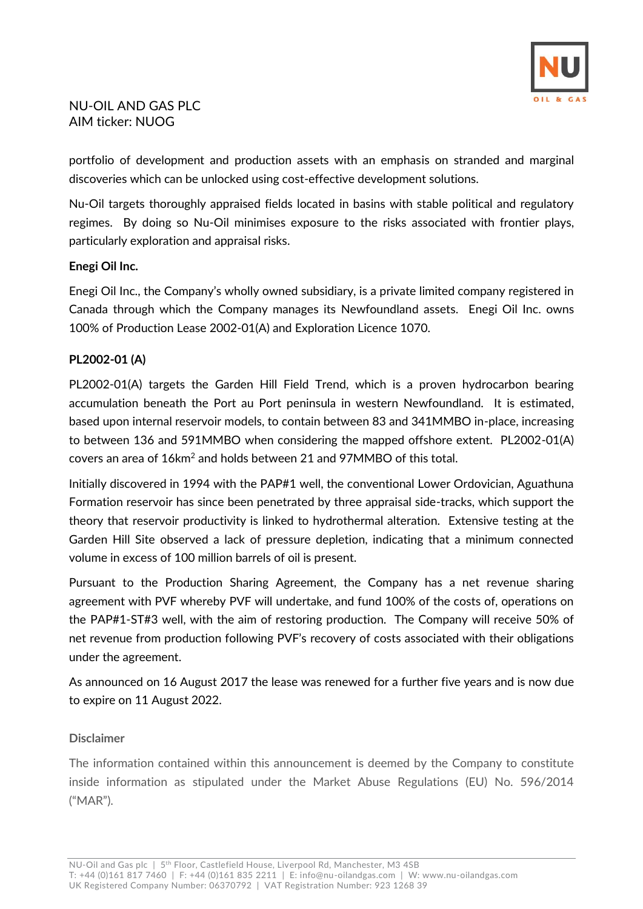NU-OIL AND GAS PLC
AIM ticker: NUOG

portfolio of development and production assets with an emphasis on stranded and marginal discoveries which can be unlocked using cost-effective development solutions.

Nu-Oil targets thoroughly appraised fields located in basins with stable political and regulatory regimes. By doing so Nu-Oil minimises exposure to the risks associated with frontier plays, particularly exploration and appraisal risks.

**Enegi Oil Inc.**

Enegi Oil Inc., the Company's wholly owned subsidiary, is a private limited company registered in Canada through which the Company manages its Newfoundland assets. Enegi Oil Inc. owns 100% of Production Lease 2002-01(A) and Exploration Licence 1070.

**PL2002-01 (A)**

PL2002-01(A) targets the Garden Hill Field Trend, which is a proven hydrocarbon bearing accumulation beneath the Port au Port peninsula in western Newfoundland. It is estimated, based upon internal reservoir models, to contain between 83 and 341MMBO in-place, increasing to between 136 and 591MMBO when considering the mapped offshore extent. PL2002-01(A) covers an area of $16km^2$ and holds between 21 and 97MMBO of this total.

Initially discovered in 1994 with the PAP#1 well, the conventional Lower Ordovician, Aguathuna Formation reservoir has since been penetrated by three appraisal side-tracks, which support the theory that reservoir productivity is linked to hydrothermal alteration. Extensive testing at the Garden Hill Site observed a lack of pressure depletion, indicating that a minimum connected volume in excess of 100 million barrels of oil is present.

Pursuant to the Production Sharing Agreement, the Company has a net revenue sharing agreement with PVF whereby PVF will undertake, and fund 100% of the costs of, operations on the PAP#1-ST#3 well, with the aim of restoring production. The Company will receive 50% of net revenue from production following PVF's recovery of costs associated with their obligations under the agreement.

As announced on 16 August 2017 the lease was renewed for a further five years and is now due to expire on 11 August 2022.

**Disclaimer**

The information contained within this announcement is deemed by the Company to constitute inside information as stipulated under the Market Abuse Regulations (EU) No. 596/2014 ("MAR").